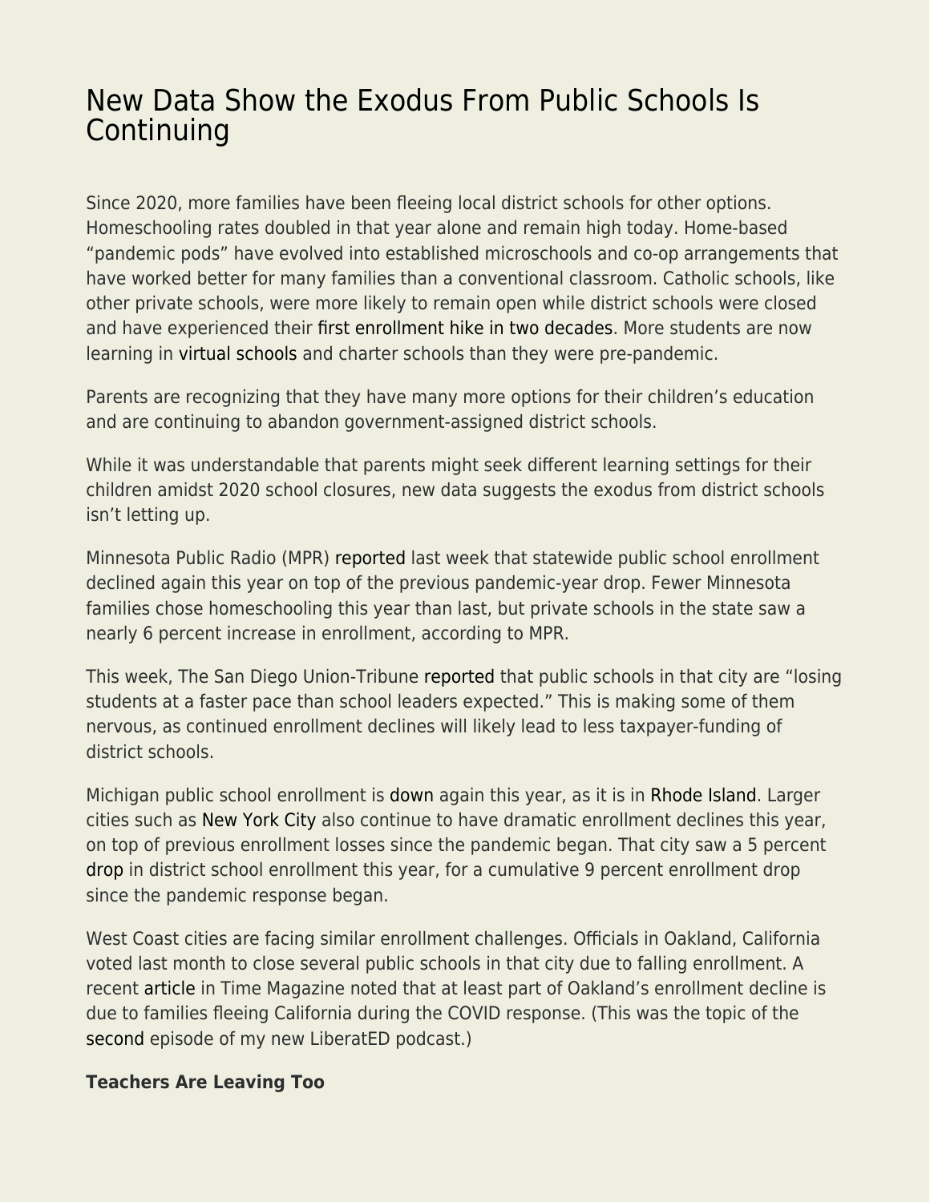# New Data Show the Exodus From Public Schools Is Continuing

Since 2020, more families have been fleeing local district schools for other options. Homeschooling rates doubled in that year alone and remain high today. Home-based "pandemic pods" have evolved into established microschools and co-op arrangements that have worked better for many families than a conventional classroom. Catholic schools, like other private schools, were more likely to remain open while district schools were closed and have experienced their first enrollment hike in two decades. More students are now learning in virtual schools and charter schools than they were pre-pandemic.

Parents are recognizing that they have many more options for their children's education and are continuing to abandon government-assigned district schools.

While it was understandable that parents might seek different learning settings for their children amidst 2020 school closures, new data suggests the exodus from district schools isn't letting up.

Minnesota Public Radio (MPR) reported last week that statewide public school enrollment declined again this year on top of the previous pandemic-year drop. Fewer Minnesota families chose homeschooling this year than last, but private schools in the state saw a nearly 6 percent increase in enrollment, according to MPR.

This week, The San Diego Union-Tribune reported that public schools in that city are "losing students at a faster pace than school leaders expected." This is making some of them nervous, as continued enrollment declines will likely lead to less taxpayer-funding of district schools.

Michigan public school enrollment is down again this year, as it is in Rhode Island. Larger cities such as New York City also continue to have dramatic enrollment declines this year, on top of previous enrollment losses since the pandemic began. That city saw a 5 percent drop in district school enrollment this year, for a cumulative 9 percent enrollment drop since the pandemic response began.

West Coast cities are facing similar enrollment challenges. Officials in Oakland, California voted last month to close several public schools in that city due to falling enrollment. A recent article in Time Magazine noted that at least part of Oakland's enrollment decline is due to families fleeing California during the COVID response. (This was the topic of the second episode of my new LiberatED podcast.)

**Teachers Are Leaving Too**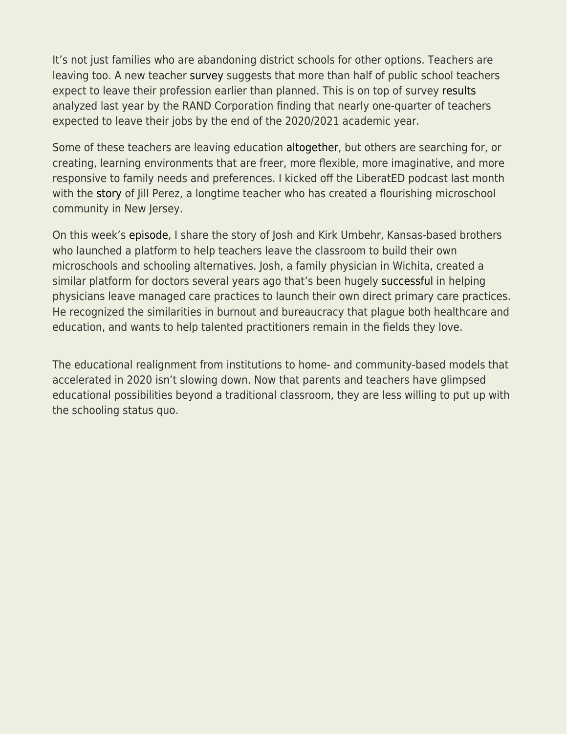It's not just families who are abandoning district schools for other options. Teachers are leaving too. A new teacher survey suggests that more than half of public school teachers expect to leave their profession earlier than planned. This is on top of survey results analyzed last year by the RAND Corporation finding that nearly one-quarter of teachers expected to leave their jobs by the end of the 2020/2021 academic year.

Some of these teachers are leaving education altogether, but others are searching for, or creating, learning environments that are freer, more flexible, more imaginative, and more responsive to family needs and preferences. I kicked off the LiberatED podcast last month with the story of Jill Perez, a longtime teacher who has created a flourishing microschool community in New Jersey.

On this week's episode, I share the story of Josh and Kirk Umbehr, Kansas-based brothers who launched a platform to help teachers leave the classroom to build their own microschools and schooling alternatives. Josh, a family physician in Wichita, created a similar platform for doctors several years ago that's been hugely successful in helping physicians leave managed care practices to launch their own direct primary care practices. He recognized the similarities in burnout and bureaucracy that plague both healthcare and education, and wants to help talented practitioners remain in the fields they love.

The educational realignment from institutions to home- and community-based models that accelerated in 2020 isn't slowing down. Now that parents and teachers have glimpsed educational possibilities beyond a traditional classroom, they are less willing to put up with the schooling status quo.